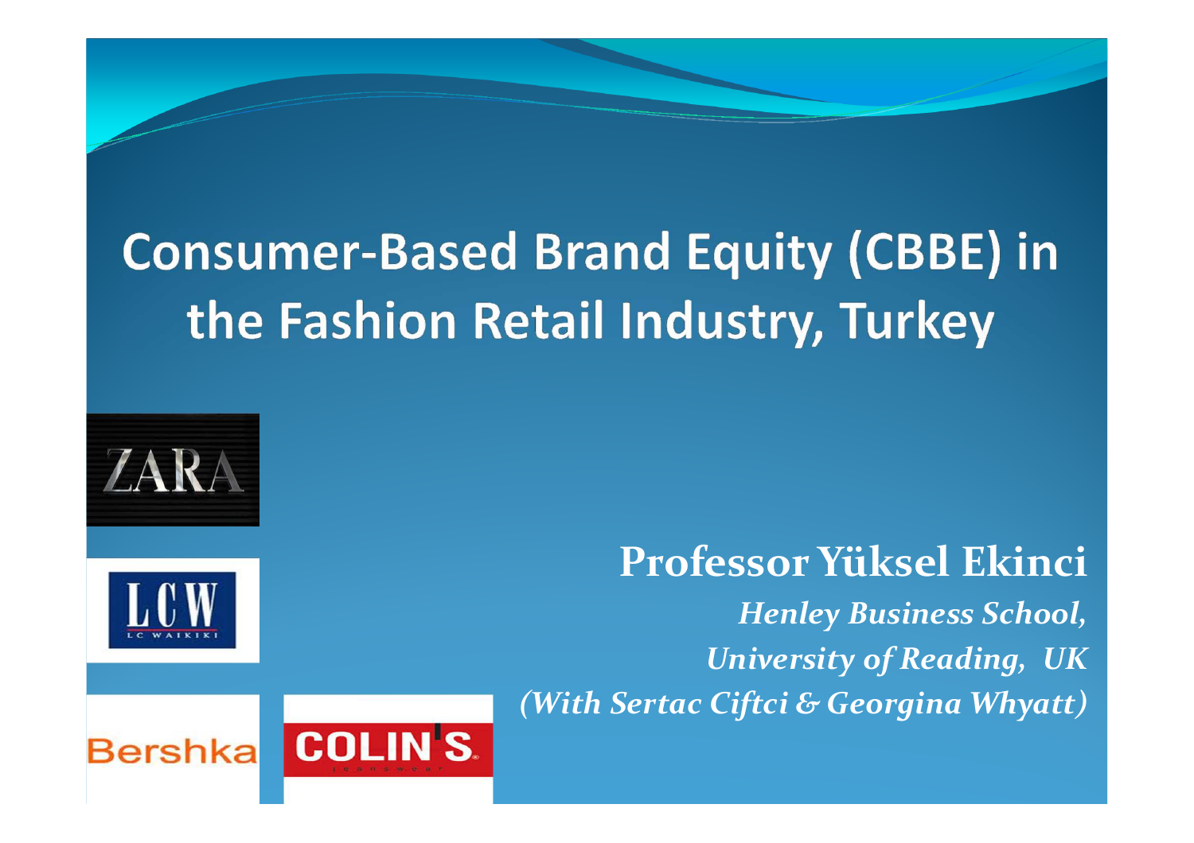# Consumer-Based Brand Equity (CBBE) in the Fashion Retail Industry, Turkey

ZARA

LCW
LC WAIKIKI

Bershka

COLIN'S

**Professor Yüksel Ekinci**

*Henley Business School,*

*University of Reading, UK*

*(With Sertac Ciftci & Georgina Whyatt)*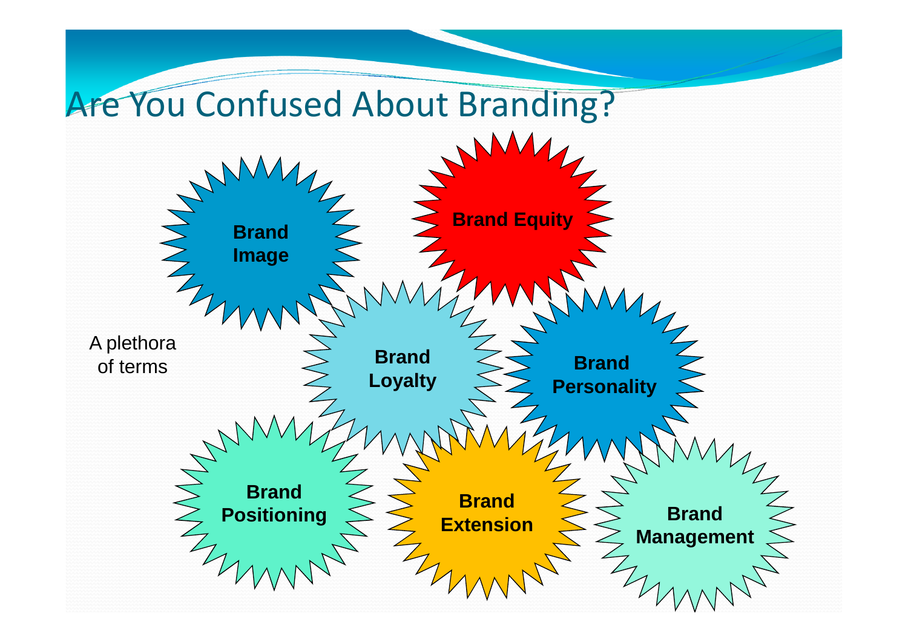# Are You Confused About Branding?

A plethora of terms

- Brand Image
- Brand Equity
- Brand Loyalty
- Brand Personality
- Brand Positioning
- Brand Extension
- Brand Management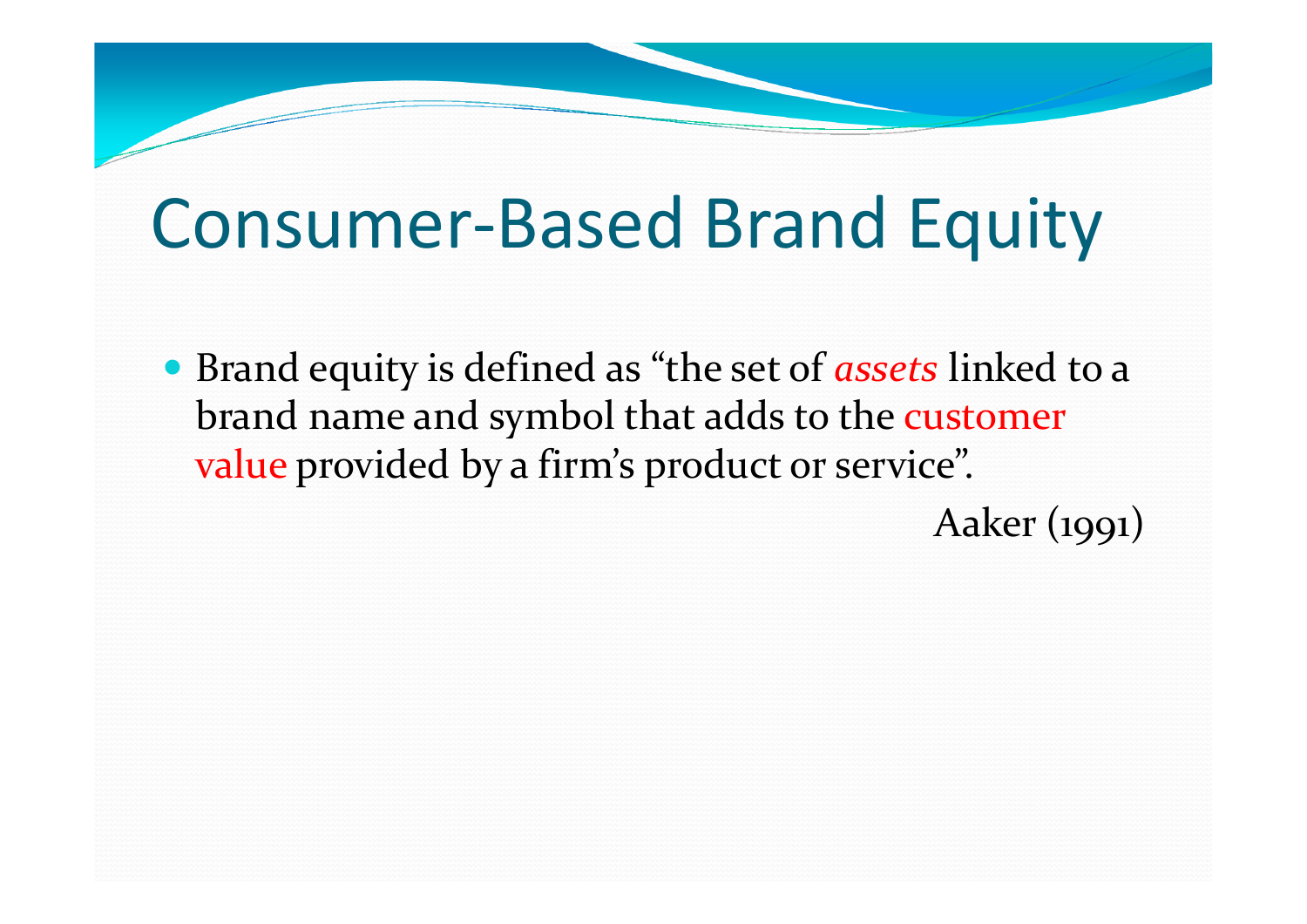# Consumer-Based Brand Equity

- Brand equity is defined as "the set of *assets* linked to a brand name and symbol that adds to the customer value provided by a firm's product or service".

Aaker (1991)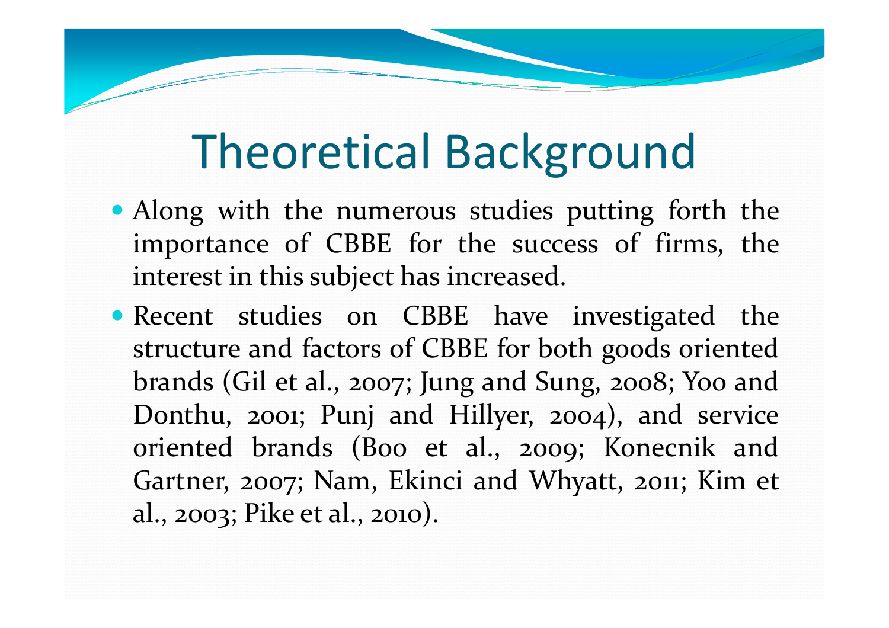# Theoretical Background

- Along with the numerous studies putting forth the importance of CBBE for the success of firms, the interest in this subject has increased.
- Recent studies on CBBE have investigated the structure and factors of CBBE for both goods oriented brands (Gil et al., 2007; Jung and Sung, 2008; Yoo and Donthu, 2001; Punj and Hillyer, 2004), and service oriented brands (Boo et al., 2009; Konecnik and Gartner, 2007; Nam, Ekinci and Whyatt, 2011; Kim et al., 2003; Pike et al., 2010).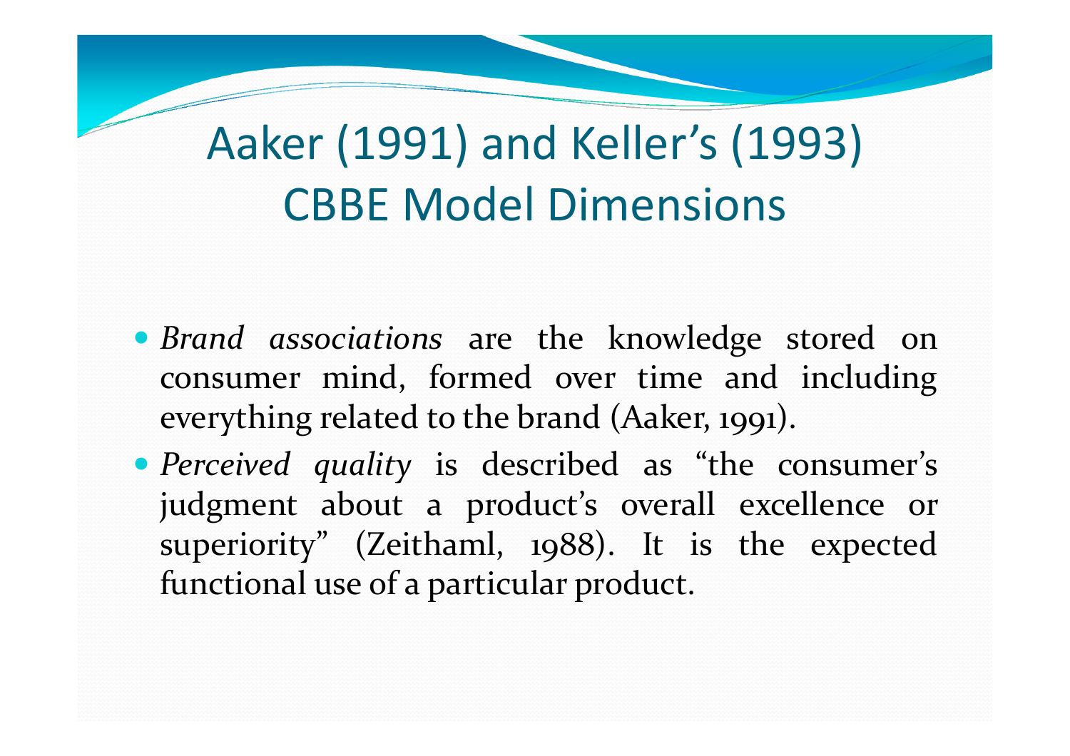# Aaker (1991) and Keller's (1993) CBBE Model Dimensions

- *Brand associations* are the knowledge stored on consumer mind, formed over time and including everything related to the brand (Aaker, 1991).
- *Perceived quality* is described as "the consumer's judgment about a product's overall excellence or superiority" (Zeithaml, 1988). It is the expected functional use of a particular product.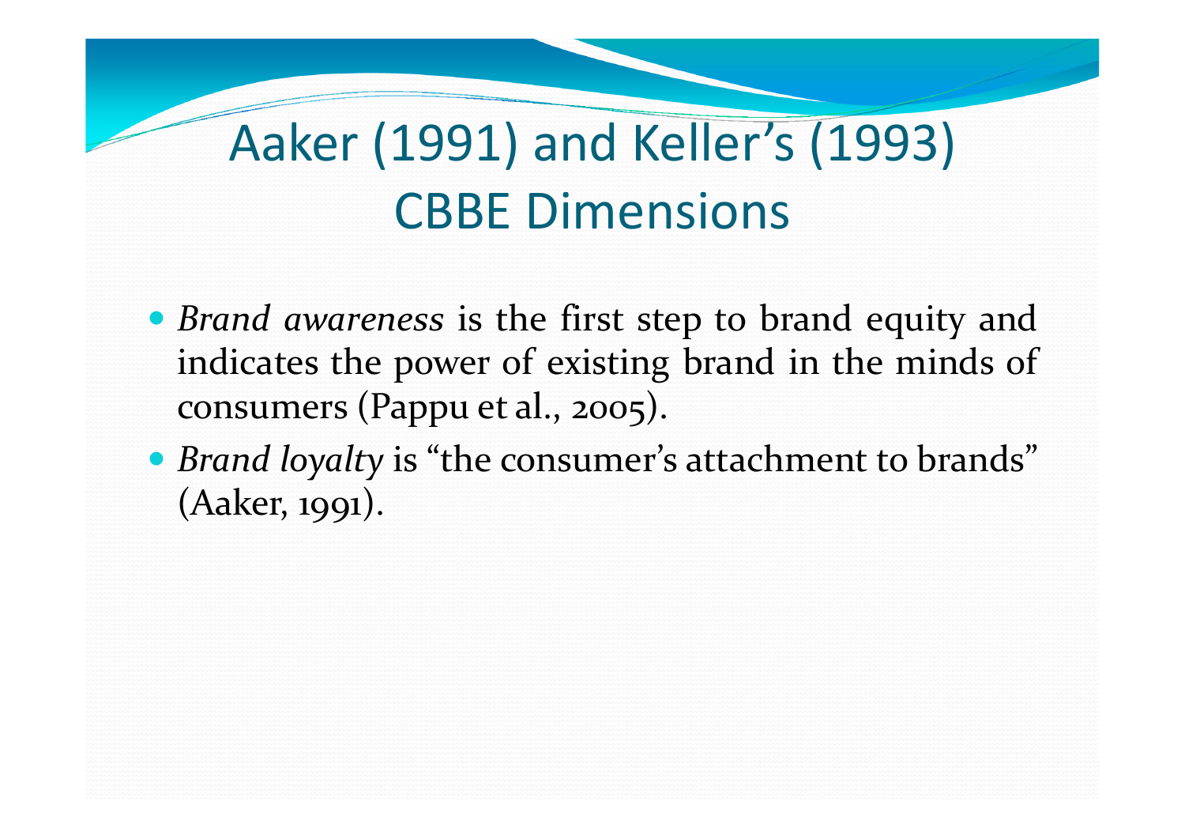# Aaker (1991) and Keller's (1993) CBBE Dimensions

- *Brand awareness* is the first step to brand equity and indicates the power of existing brand in the minds of consumers (Pappu et al., 2005).
- *Brand loyalty* is "the consumer's attachment to brands" (Aaker, 1991).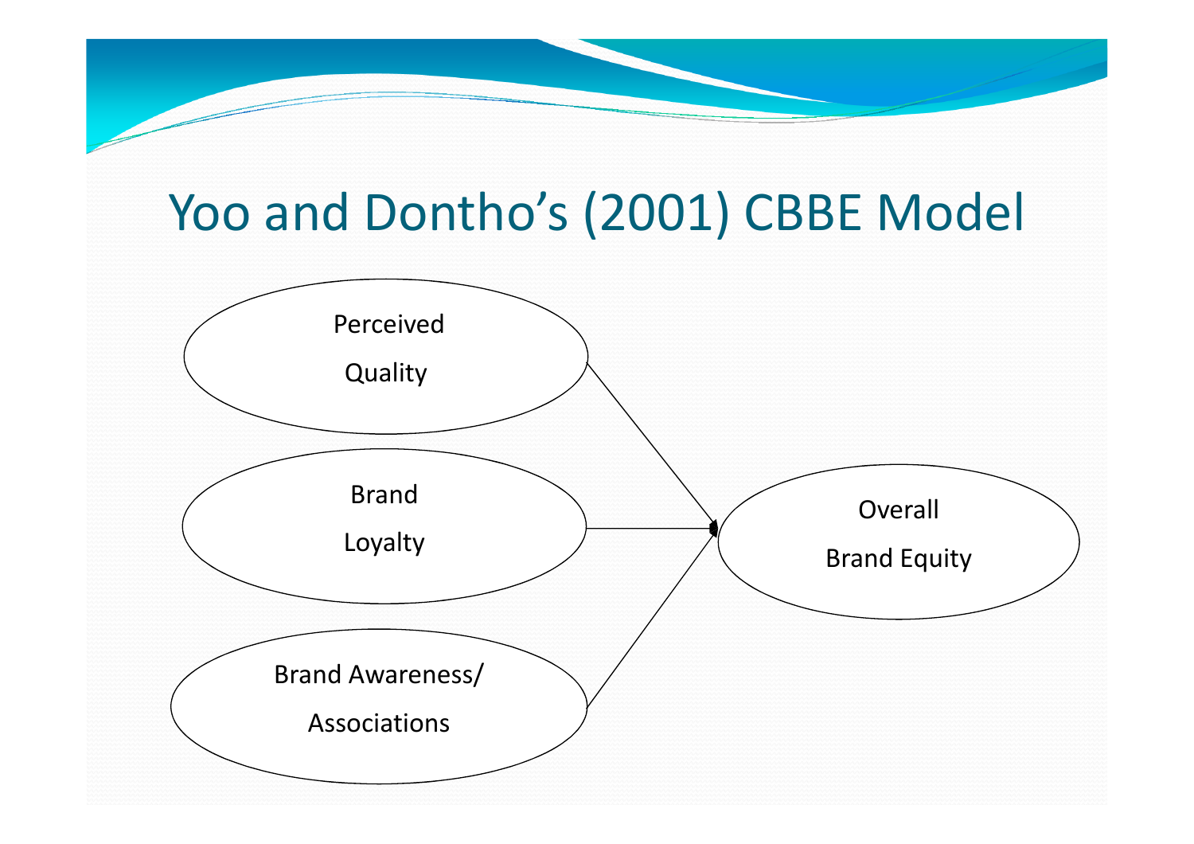# Yoo and Dontho's (2001) CBBE Model

Perceived Quality

Brand Loyalty

Brand Awareness/ Associations

Overall Brand Equity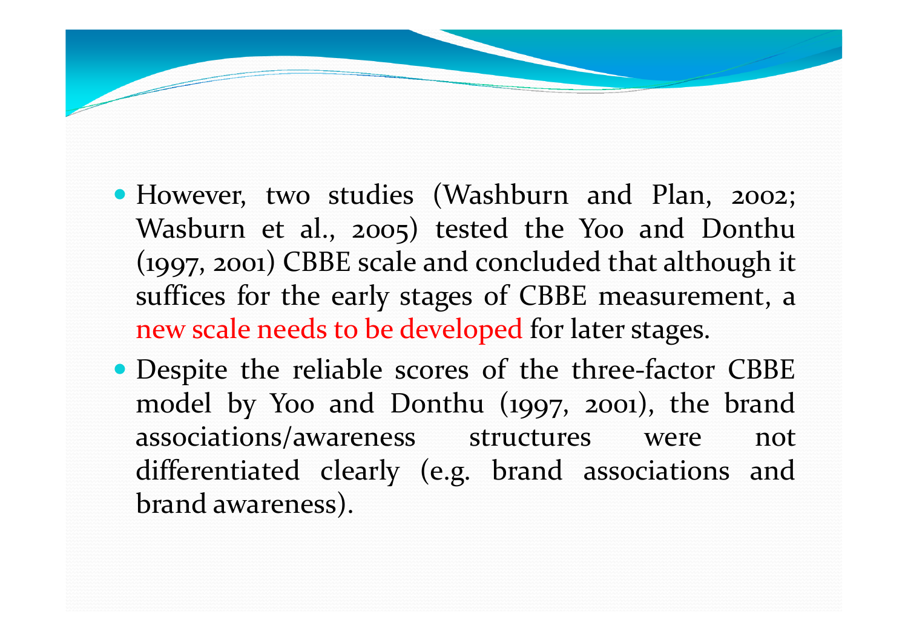- However, two studies (Washburn and Plan, 2002; Wasburn et al., 2005) tested the Yoo and Donthu (1997, 2001) CBBE scale and concluded that although it suffices for the early stages of CBBE measurement, a new scale needs to be developed for later stages.
- Despite the reliable scores of the three-factor CBBE model by Yoo and Donthu (1997, 2001), the brand associations/awareness structures were not differentiated clearly (e.g. brand associations and brand awareness).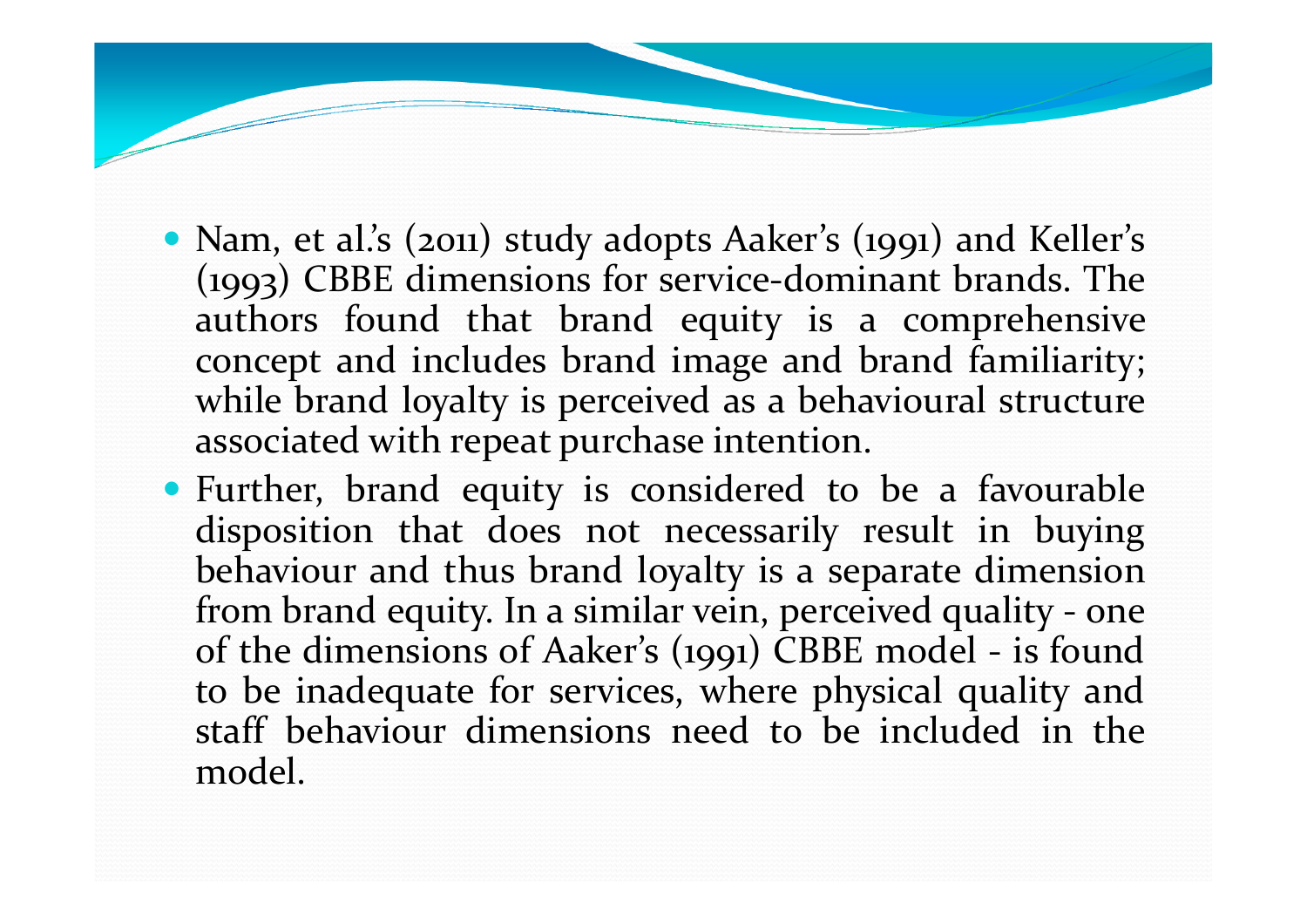- Nam, et al.'s (2011) study adopts Aaker's (1991) and Keller's (1993) CBBE dimensions for service-dominant brands. The authors found that brand equity is a comprehensive concept and includes brand image and brand familiarity; while brand loyalty is perceived as a behavioural structure associated with repeat purchase intention.
- Further, brand equity is considered to be a favourable disposition that does not necessarily result in buying behaviour and thus brand loyalty is a separate dimension from brand equity. In a similar vein, perceived quality - one of the dimensions of Aaker's (1991) CBBE model - is found to be inadequate for services, where physical quality and staff behaviour dimensions need to be included in the model.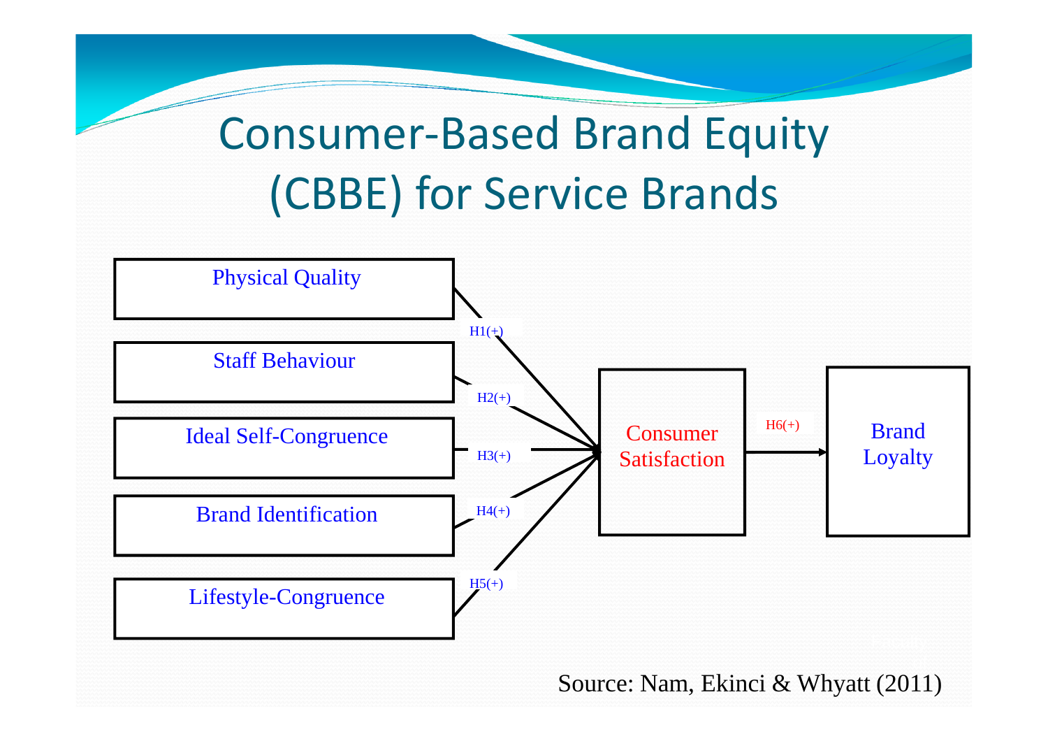# Consumer-Based Brand Equity (CBBE) for Service Brands

Physical Quality

Staff Behaviour

Ideal Self-Congruence

Brand Identification

Lifestyle-Congruence

H1(+)

H2(+)

H3(+)

H4(+)

H5(+)

Consumer Satisfaction

H6(+)

Brand Loyalty

Source: Nam, Ekinci & Whyatt (2011)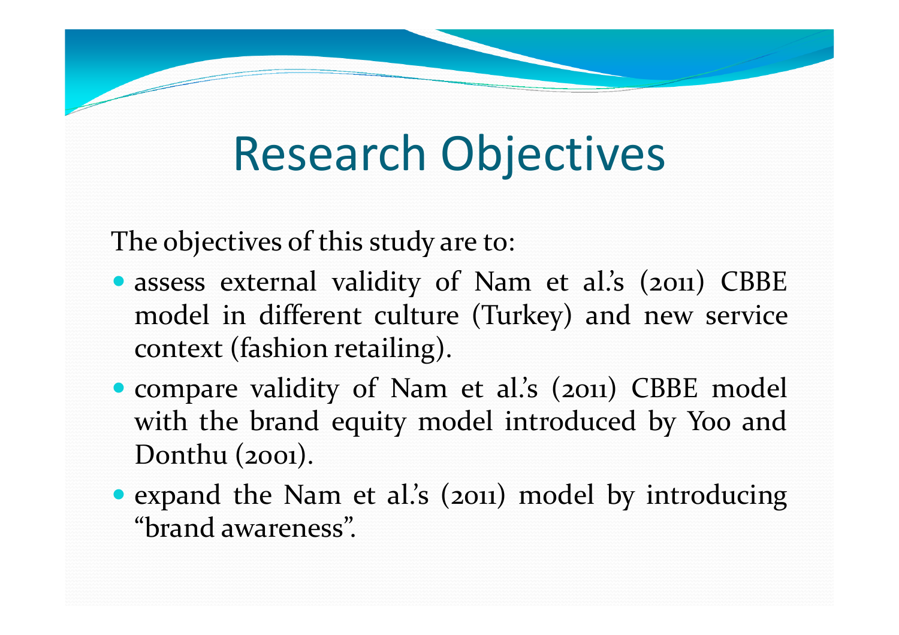# Research Objectives

The objectives of this study are to:

- assess external validity of Nam et al.'s (2011) CBBE model in different culture (Turkey) and new service context (fashion retailing).
- compare validity of Nam et al.'s (2011) CBBE model with the brand equity model introduced by Yoo and Donthu (2001).
- expand the Nam et al.'s (2011) model by introducing "brand awareness".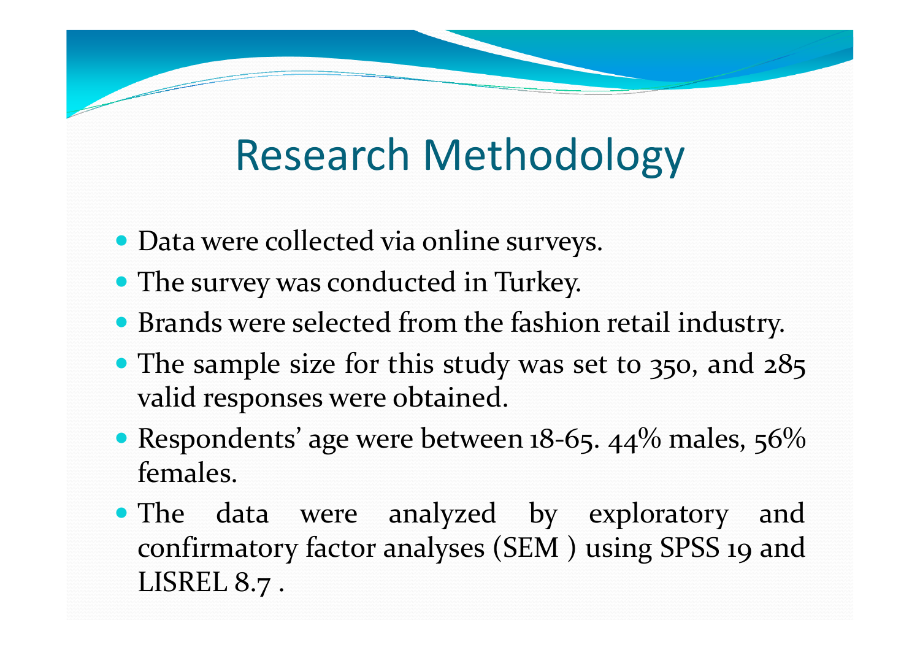# Research Methodology

- Data were collected via online surveys.
- The survey was conducted in Turkey.
- Brands were selected from the fashion retail industry.
- The sample size for this study was set to 350, and 285 valid responses were obtained.
- Respondents' age were between 18-65. 44% males, 56% females.
- The data were analyzed by exploratory and confirmatory factor analyses (SEM ) using SPSS 19 and LISREL 8.7 .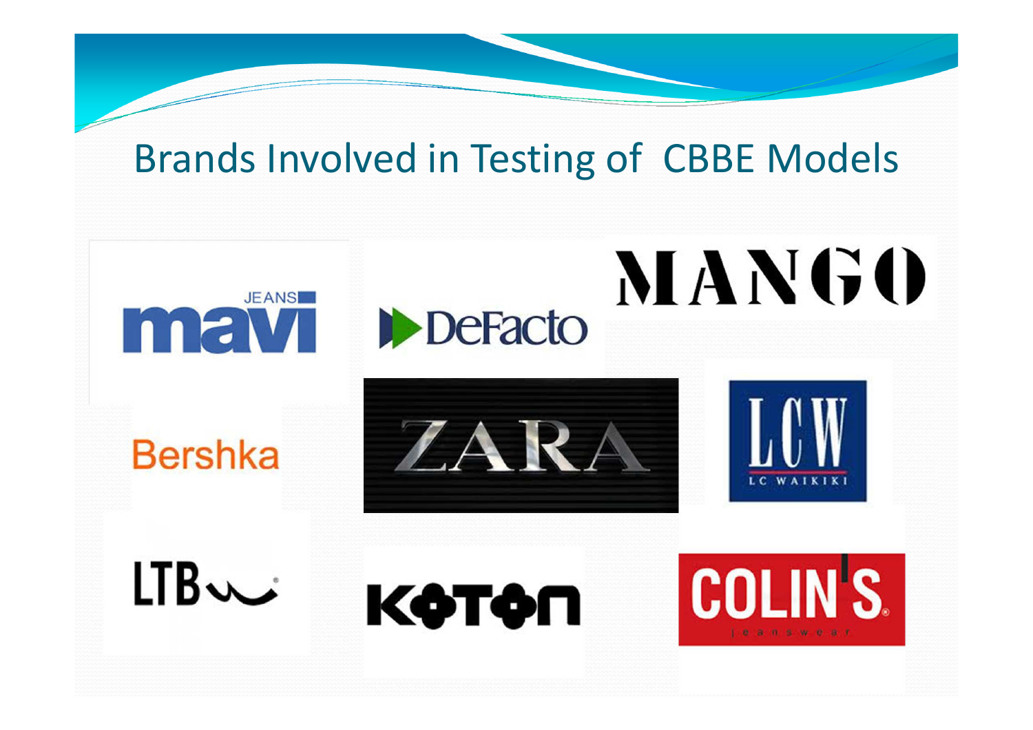# Brands Involved in Testing of CBBE Models

- mavi JEANS
- DeFacto
- MANGO
- Bershka
- ZARA
- LCW LC WAIKIKI
- LTB
- KOTON
- COLIN'S jeanswear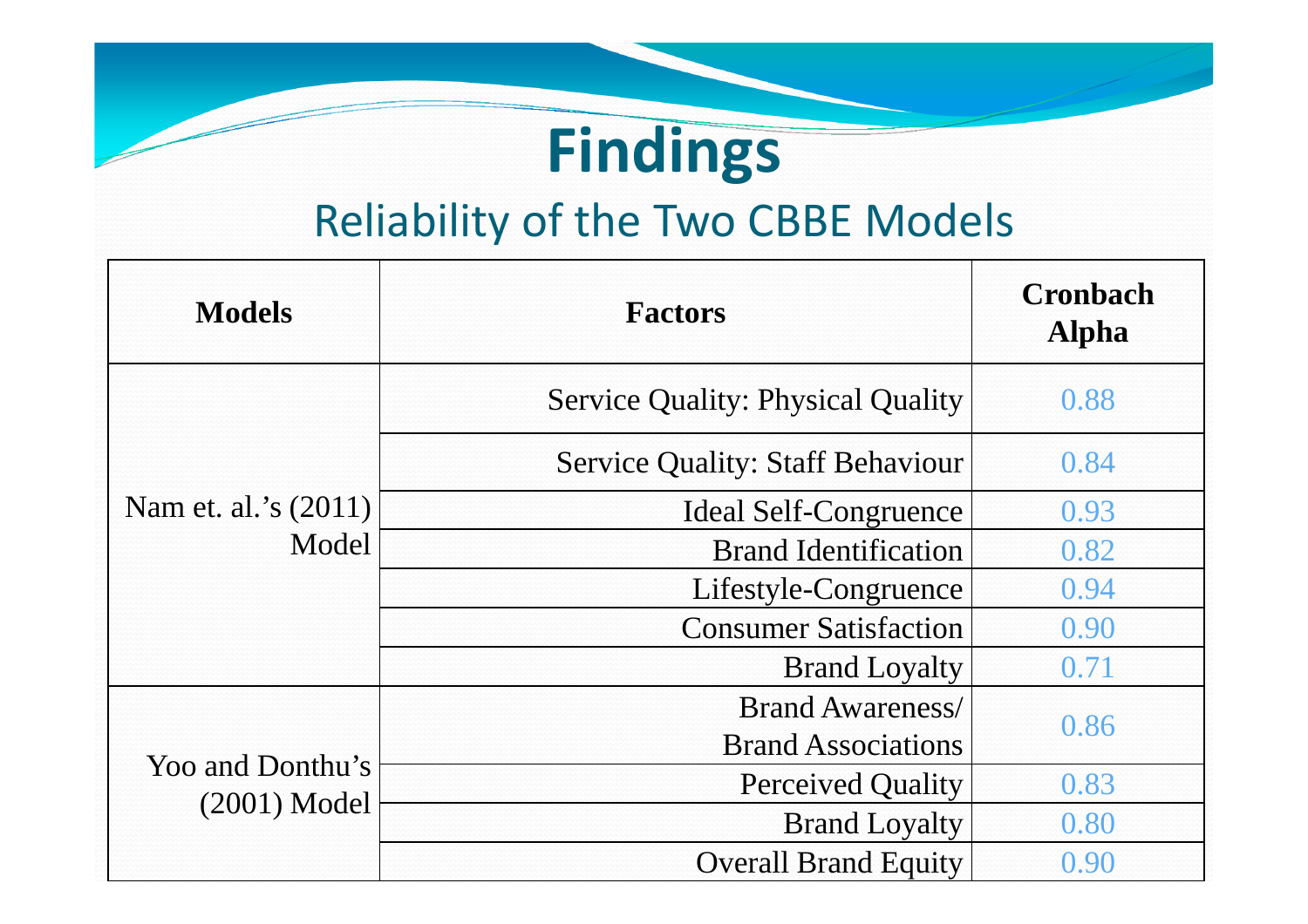# Findings

## Reliability of the Two CBBE Models

| Models | Factors | Cronbach Alpha |
|---|---|---|
| Nam et. al.'s (2011) Model | Service Quality: Physical Quality | 0.88 |
| | Service Quality: Staff Behaviour | 0.84 |
| | Ideal Self-Congruence | 0.93 |
| | Brand Identification | 0.82 |
| | Lifestyle-Congruence | 0.94 |
| | Consumer Satisfaction | 0.90 |
| | Brand Loyalty | 0.71 |
| Yoo and Donthu's (2001) Model | Brand Awareness/ Brand Associations | 0.86 |
| | Perceived Quality | 0.83 |
| | Brand Loyalty | 0.80 |
| | Overall Brand Equity | 0.90 |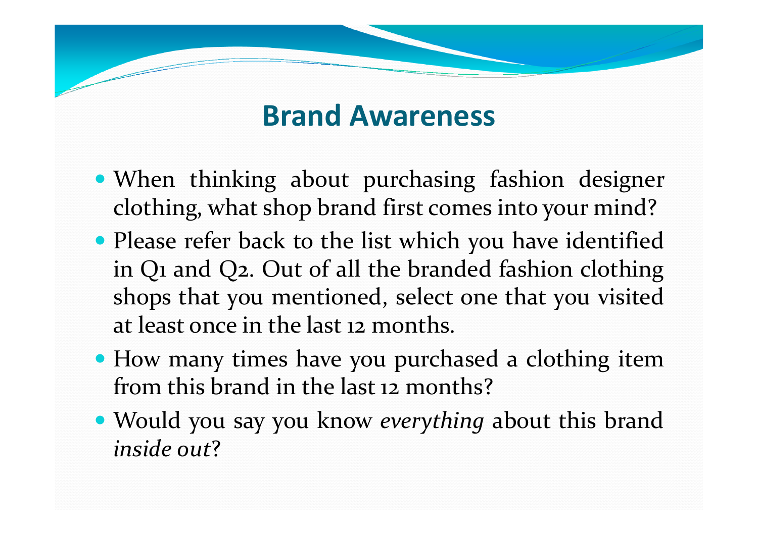# Brand Awareness

- When thinking about purchasing fashion designer clothing, what shop brand first comes into your mind?
- Please refer back to the list which you have identified in Q1 and Q2. Out of all the branded fashion clothing shops that you mentioned, select one that you visited at least once in the last 12 months.
- How many times have you purchased a clothing item from this brand in the last 12 months?
- Would you say you know *everything* about this brand *inside out*?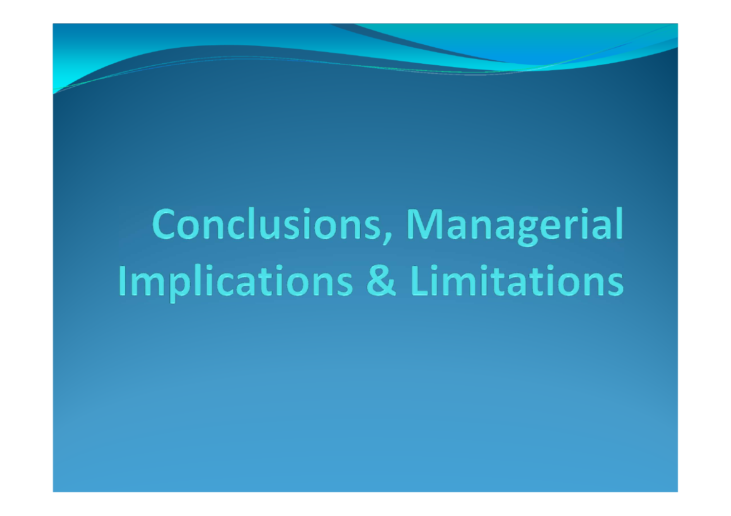# Conclusions, Managerial Implications & Limitations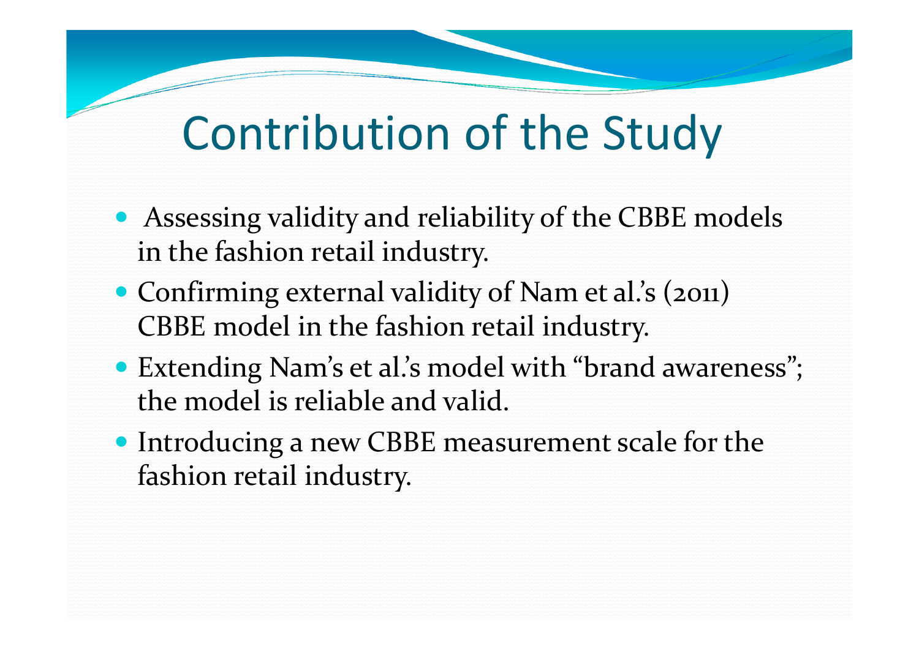# Contribution of the Study

- Assessing validity and reliability of the CBBE models in the fashion retail industry.
- Confirming external validity of Nam et al.'s (2011) CBBE model in the fashion retail industry.
- Extending Nam's et al.'s model with "brand awareness"; the model is reliable and valid.
- Introducing a new CBBE measurement scale for the fashion retail industry.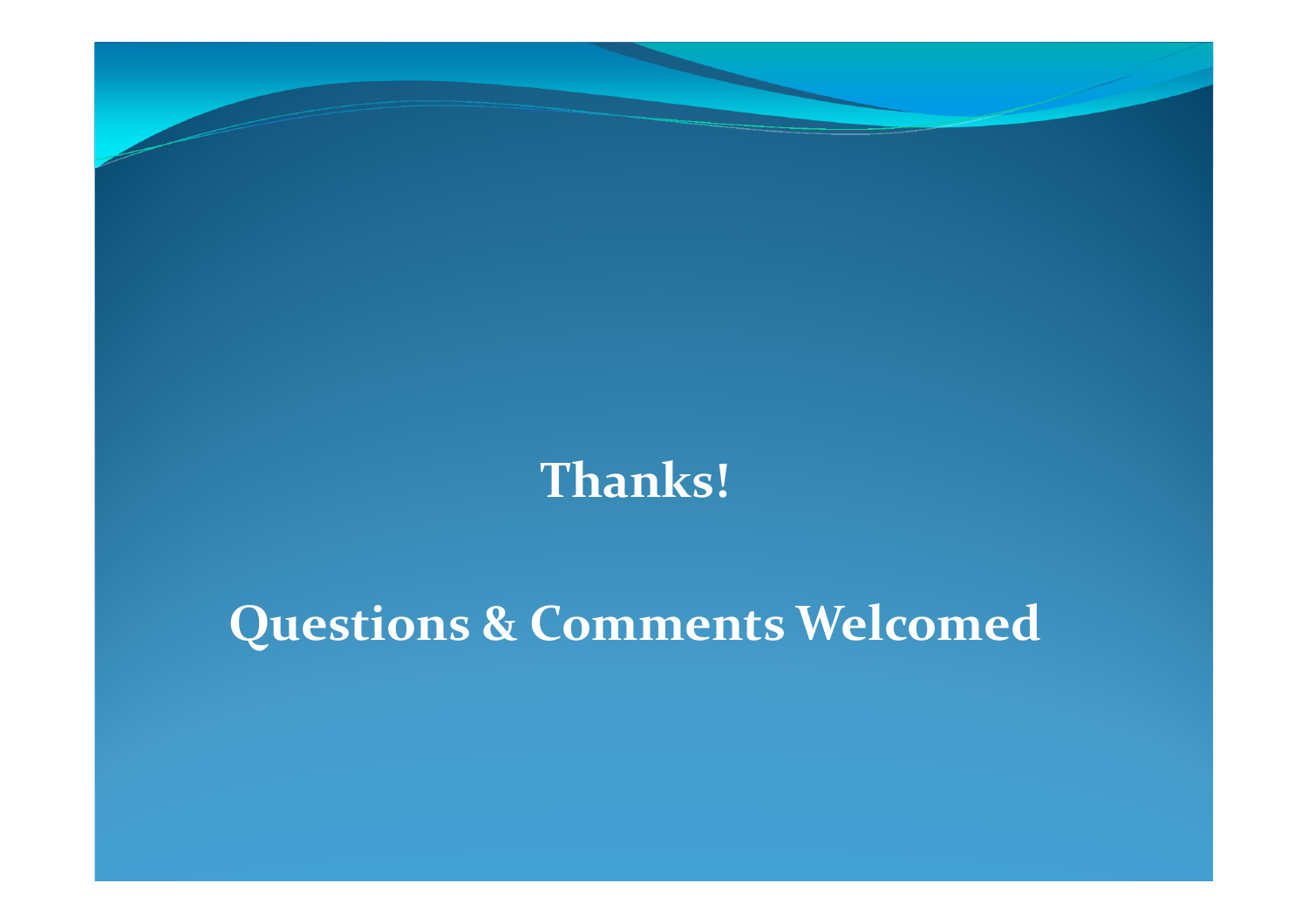**Thanks!**

**Questions & Comments Welcomed**